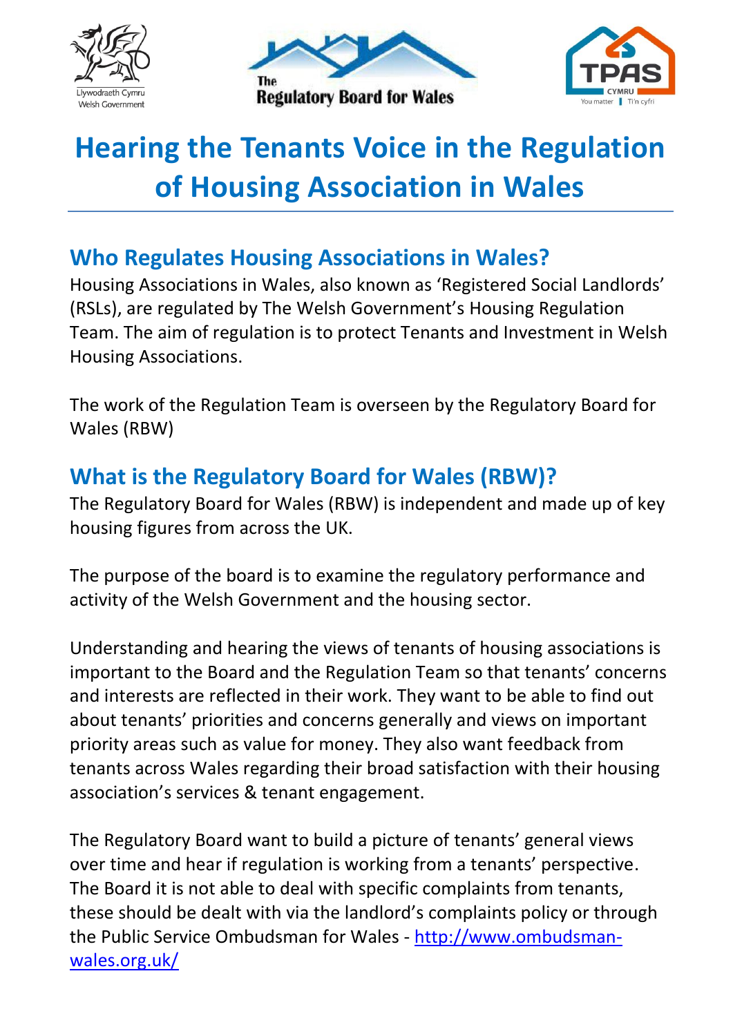# Hearing the Tenants Voice in the Regulation of Housing Association in Wales

## Who Regulates Housing Associations in Wales?

Housing Associations in Wales, also known as 'Registered Social Landlords' (RSLs), are regulated by The Welsh Government's Housing Regulation Team. The aim of regulation is to protect Tenants and Investment in Welsh Housing Associations.

The work of the Regulation Team is overseen by the Regulatory Board for Wales (RBW)

## What is the Regulatory Board for Wales (RBW)?

The Regulatory Board for Wales (RBW) is independent and made up of key housing figures from across the UK.

The purpose of the board is to examine the regulatory performance and activity of the Welsh Government and the housing sector.

Understanding and hearing the views of tenants of housing associations is important to the Board and the Regulation Team so that tenants' concerns and interests are reflected in their work. They want to be able to find out about tenants' priorities and concerns generally and views on important priority areas such as value for money. They also want feedback from tenants across Wales regarding their broad satisfaction with their housing association's services & tenant engagement.

The Regulatory Board want to build a picture of tenants' general views over time and hear if regulation is working from a tenants' perspective. The Board it is not able to deal with specific complaints from tenants, these should be dealt with via the landlord's complaints policy or through the Public Service Ombudsman for Wales - [http://www.ombudsman-wales.org.uk/](http://www.ombudsman-wales.org.uk/)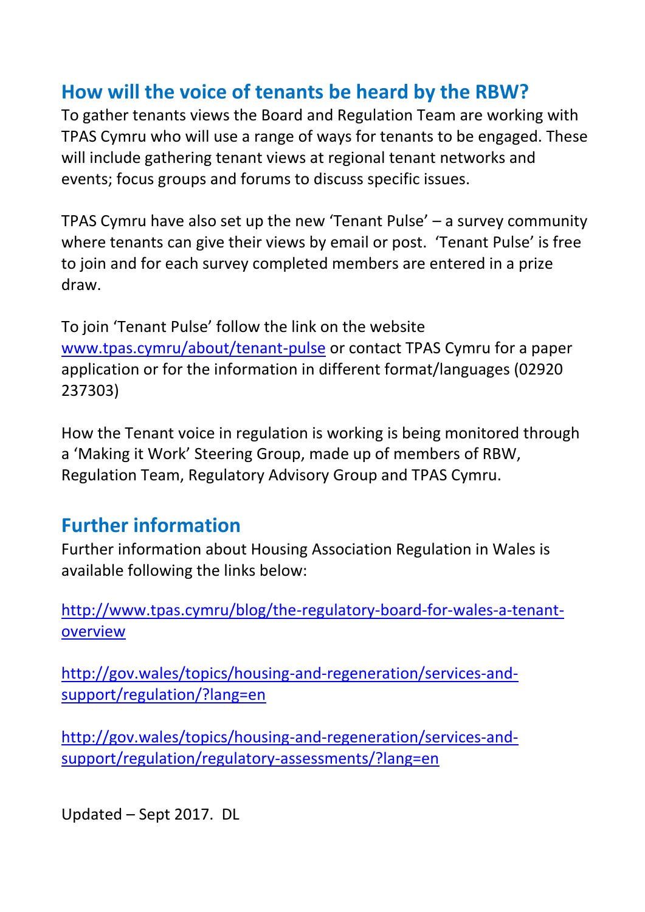## How will the voice of tenants be heard by the RBW?

To gather tenants views the Board and Regulation Team are working with TPAS Cymru who will use a range of ways for tenants to be engaged. These will include gathering tenant views at regional tenant networks and events; focus groups and forums to discuss specific issues.

TPAS Cymru have also set up the new 'Tenant Pulse' – a survey community where tenants can give their views by email or post. 'Tenant Pulse' is free to join and for each survey completed members are entered in a prize draw.

To join 'Tenant Pulse' follow the link on the website [www.tpas.cymru/about/tenant-pulse](www.tpas.cymru/about/tenant-pulse) or contact TPAS Cymru for a paper application or for the information in different format/languages (02920 237303)

How the Tenant voice in regulation is working is being monitored through a 'Making it Work' Steering Group, made up of members of RBW, Regulation Team, Regulatory Advisory Group and TPAS Cymru.

## Further information

Further information about Housing Association Regulation in Wales is available following the links below:

http://www.tpas.cymru/blog/the-regulatory-board-for-wales-a-tenant-overview

http://gov.wales/topics/housing-and-regeneration/services-and-support/regulation/?lang=en

http://gov.wales/topics/housing-and-regeneration/services-and-support/regulation/regulatory-assessments/?lang=en

Updated – Sept 2017. DL